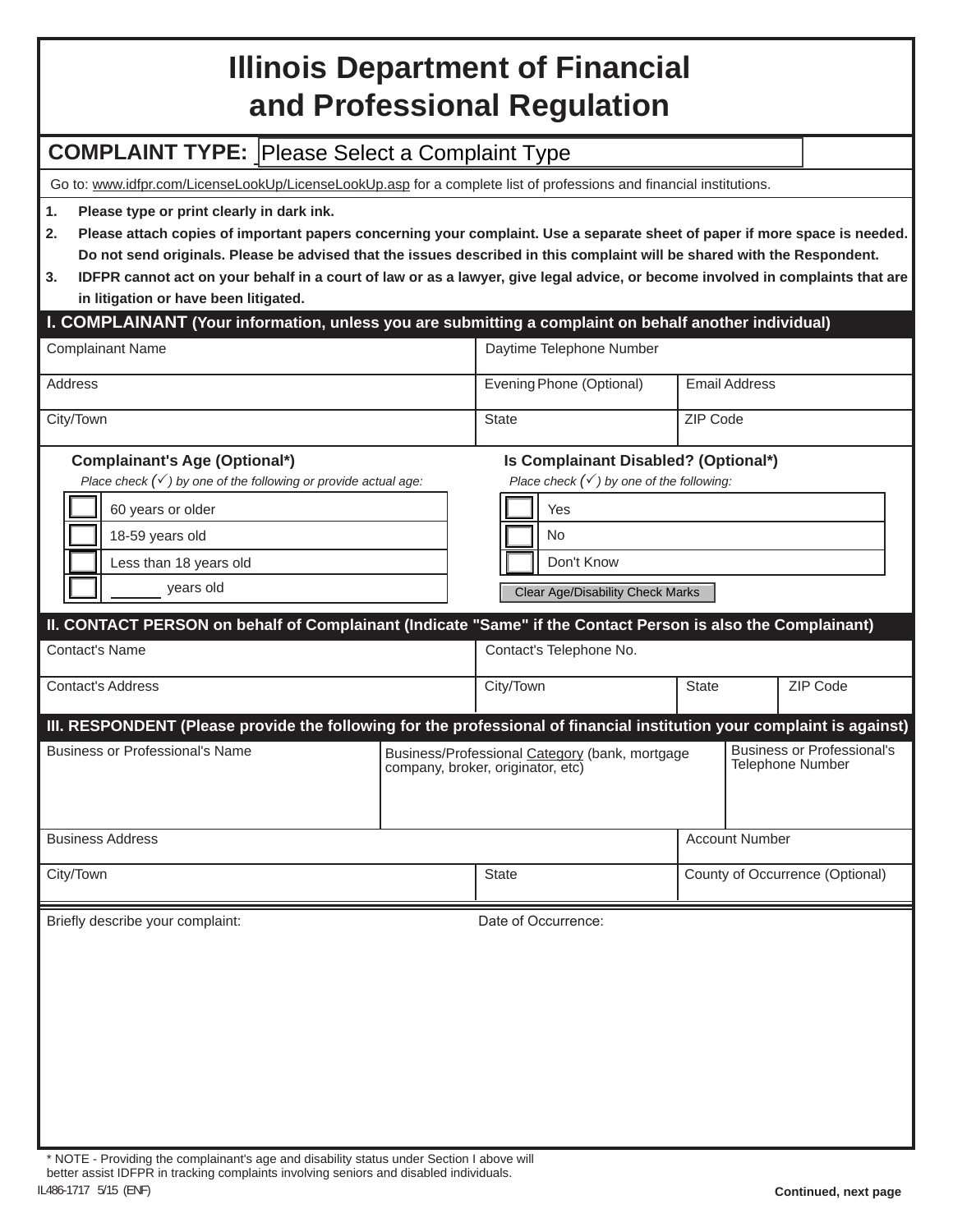# Illinois Department of Financial and Professional Regulation

**COMPLAINT TYPE:** Please Select a Complaint Type

Go to: www.idfpr.com/LicenseLookUp/LicenseLookUp.asp for a complete list of professions and financial institutions.

1. **Please type or print clearly in dark ink.**
2. **Please attach copies of important papers concerning your complaint. Use a separate sheet of paper if more space is needed. Do not send originals. Please be advised that the issues described in this complaint will be shared with the Respondent.**
3. **IDFPR cannot act on your behalf in a court of law or as a lawyer, give legal advice, or become involved in complaints that are in litigation or have been litigated.**

## I. COMPLAINANT (Your information, unless you are submitting a complaint on behalf another individual)

| Complainant Name | Daytime Telephone Number | |
|---|---|---|
| Address | Evening Phone (Optional) | Email Address |
| City/Town | State | ZIP Code |

**Complainant's Age (Optional*)**

*Place check (✓) by one of the following or provide actual age:*

| | |
|---|---|
| ☐ | 60 years or older |
| ☐ | 18-59 years old |
| ☐ | Less than 18 years old |
| ☐ | ______ years old |

**Is Complainant Disabled? (Optional*)**

*Place check (✓) by one of the following:*

| | |
|---|---|
| ☐ | Yes |
| ☐ | No |
| ☐ | Don't Know |

Clear Age/Disability Check Marks

## II. CONTACT PERSON on behalf of Complainant (Indicate "Same" if the Contact Person is also the Complainant)

| Contact's Name | Contact's Telephone No. | | |
|---|---|---|---|
| Contact's Address | City/Town | State | ZIP Code |

## III. RESPONDENT (Please provide the following for the professional of financial institution your complaint is against)

| Business or Professional's Name | Business/Professional Category (bank, mortgage company, broker, originator, etc) | Business or Professional's Telephone Number |
|---|---|---|
| Business Address | | Account Number |
| City/Town | State | County of Occurrence (Optional) |

Briefly describe your complaint: Date of Occurrence:

\* NOTE - Providing the complainant's age and disability status under Section I above will better assist IDFPR in tracking complaints involving seniors and disabled individuals.

IL486-1717 5/15 (ENF)

**Continued, next page**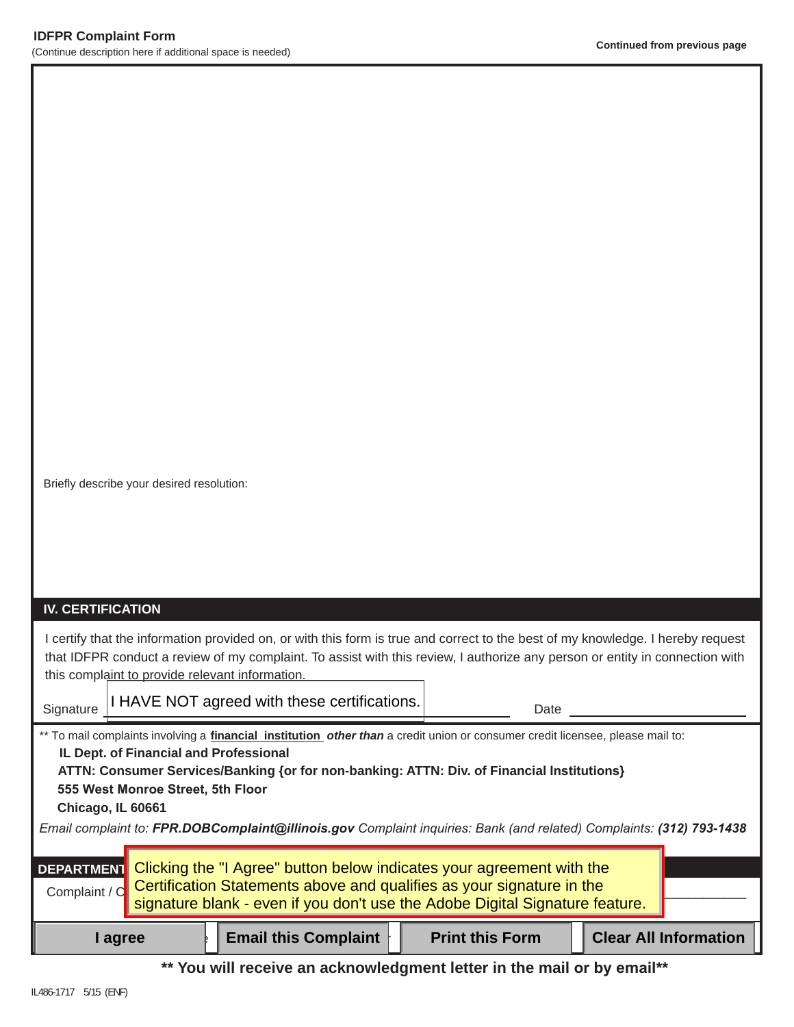**IDFPR Complaint Form**

(Continue description here if additional space is needed)

**Continued from previous page**

Briefly describe your desired resolution:

## IV. CERTIFICATION

I certify that the information provided on, or with this form is true and correct to the best of my knowledge. I hereby request that IDFPR conduct a review of my complaint. To assist with this review, I authorize any person or entity in connection with this complaint to provide relevant information.

Signature I HAVE NOT agreed with these certifications. Date

** To mail complaints involving a financial institution ***other than*** a credit union or consumer credit licensee, please mail to:

**IL Dept. of Financial and Professional**
**ATTN: Consumer Services/Banking {or for non-banking: ATTN: Div. of Financial Institutions}**
**555 West Monroe Street, 5th Floor**
**Chicago, IL 60661**

*Email complaint to:* ***FPR.DOBComplaint@illinois.gov*** *Complaint inquiries: Bank (and related) Complaints:* ***(312) 793-1438***

**DEPARTMENT**

Complaint / C

Clicking the "I Agree" button below indicates your agreement with the Certification Statements above and qualifies as your signature in the signature blank - even if you don't use the Adobe Digital Signature feature.

**I agree** | **Email this Complaint** | **Print this Form** | **Clear All Information**

**** You will receive an acknowledgment letter in the mail or by email****

IL486-1717 5/15 (ENF)